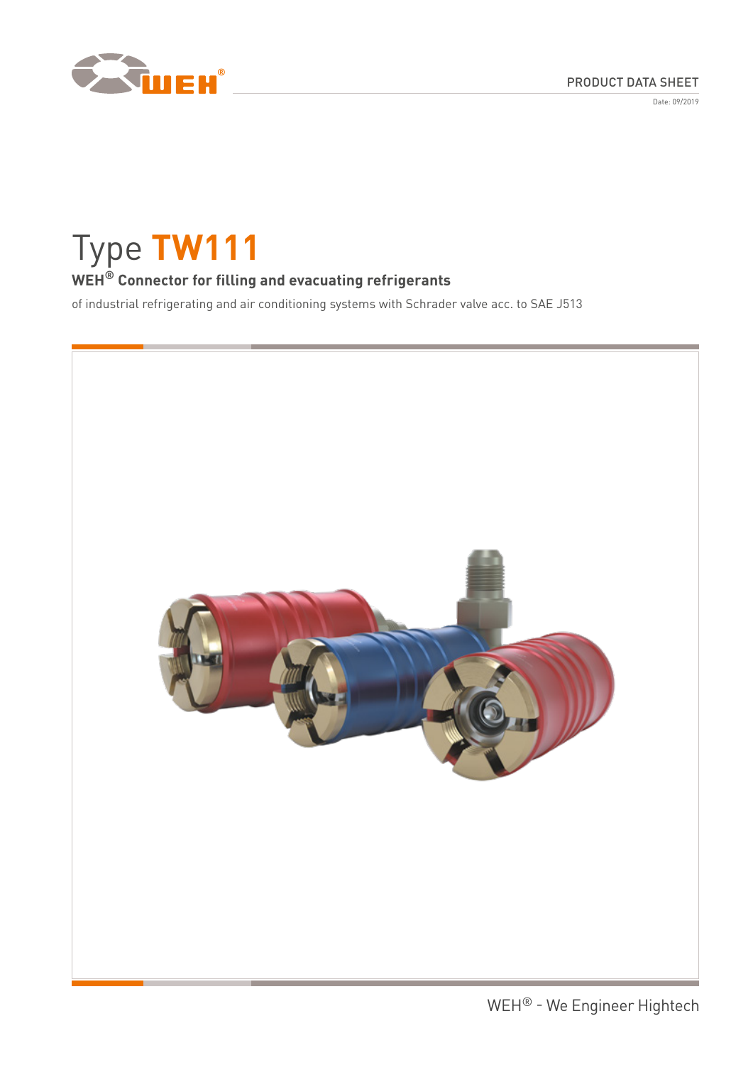PRODUCT DATA SHEET

Date: 09/2019

# Type **TW111**

## **WEH® Connector for filling and evacuating refrigerants**

of industrial refrigerating and air conditioning systems with Schrader valve acc. to SAE J513

WEH® - We Engineer Hightech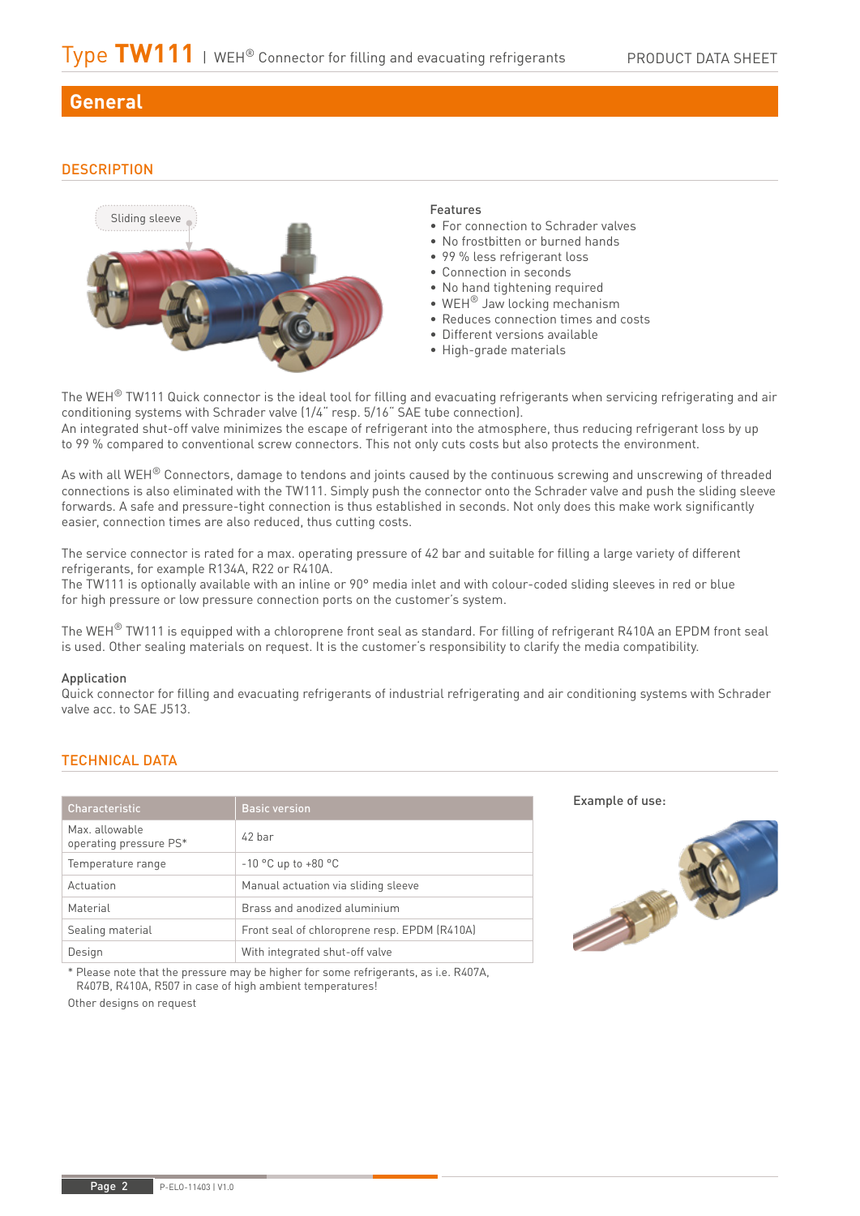## General

### DESCRIPTION

Sliding sleeve

**Features**

- For connection to Schrader valves
- No frostbitten or burned hands
- 99 % less refrigerant loss
- Connection in seconds
- No hand tightening required
- WEH® Jaw locking mechanism
- Reduces connection times and costs
- Different versions available
- High-grade materials

The WEH® TW111 Quick connector is the ideal tool for filling and evacuating refrigerants when servicing refrigerating and air conditioning systems with Schrader valve (1/4" resp. 5/16" SAE tube connection).
An integrated shut-off valve minimizes the escape of refrigerant into the atmosphere, thus reducing refrigerant loss by up to 99 % compared to conventional screw connectors. This not only cuts costs but also protects the environment.

As with all WEH® Connectors, damage to tendons and joints caused by the continuous screwing and unscrewing of threaded connections is also eliminated with the TW111. Simply push the connector onto the Schrader valve and push the sliding sleeve forwards. A safe and pressure-tight connection is thus established in seconds. Not only does this make work significantly easier, connection times are also reduced, thus cutting costs.

The service connector is rated for a max. operating pressure of 42 bar and suitable for filling a large variety of different refrigerants, for example R134A, R22 or R410A.
The TW111 is optionally available with an inline or 90° media inlet and with colour-coded sliding sleeves in red or blue for high pressure or low pressure connection ports on the customer's system.

The WEH® TW111 is equipped with a chloroprene front seal as standard. For filling of refrigerant R410A an EPDM front seal is used. Other sealing materials on request. It is the customer's responsibility to clarify the media compatibility.

**Application**

Quick connector for filling and evacuating refrigerants of industrial refrigerating and air conditioning systems with Schrader valve acc. to SAE J513.

### TECHNICAL DATA

| Characteristic | Basic version |
|---|---|
| Max. allowable operating pressure PS* | 42 bar |
| Temperature range | -10 °C up to +80 °C |
| Actuation | Manual actuation via sliding sleeve |
| Material | Brass and anodized aluminium |
| Sealing material | Front seal of chloroprene resp. EPDM (R410A) |
| Design | With integrated shut-off valve |

\* Please note that the pressure may be higher for some refrigerants, as i.e. R407A, R407B, R410A, R507 in case of high ambient temperatures!

Other designs on request

**Example of use:**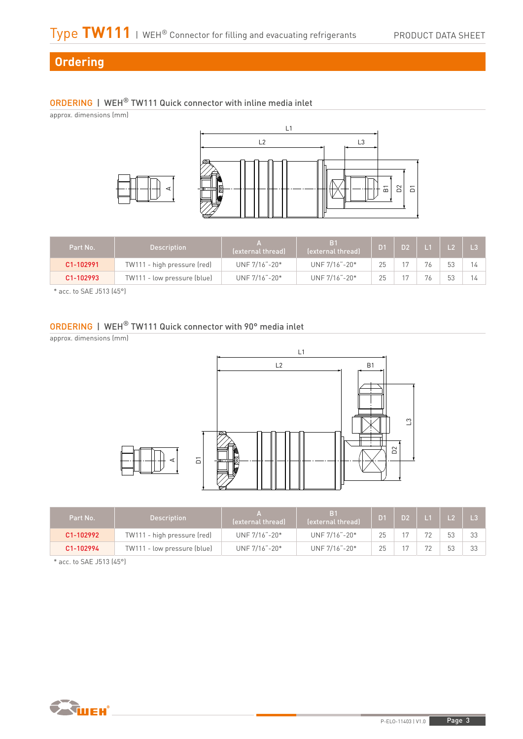## Ordering

### ORDERING | WEH® TW111 Quick connector with inline media inlet

approx. dimensions (mm)

| Part No. | Description | A (external thread) | B1 (external thread) | D1 | D2 | L1 | L2 | L3 |
|---|---|---|---|---|---|---|---|---|
| C1-102991 | TW111 - high pressure (red) | UNF 7/16"-20* | UNF 7/16"-20* | 25 | 17 | 76 | 53 | 14 |
| C1-102993 | TW111 - low pressure (blue) | UNF 7/16"-20* | UNF 7/16"-20* | 25 | 17 | 76 | 53 | 14 |

\* acc. to SAE J513 (45°)

### ORDERING | WEH® TW111 Quick connector with 90° media inlet

approx. dimensions (mm)

| Part No. | Description | A (external thread) | B1 (external thread) | D1 | D2 | L1 | L2 | L3 |
|---|---|---|---|---|---|---|---|---|
| C1-102992 | TW111 - high pressure (red) | UNF 7/16"-20* | UNF 7/16"-20* | 25 | 17 | 72 | 53 | 33 |
| C1-102994 | TW111 - low pressure (blue) | UNF 7/16"-20* | UNF 7/16"-20* | 25 | 17 | 72 | 53 | 33 |

\* acc. to SAE J513 (45°)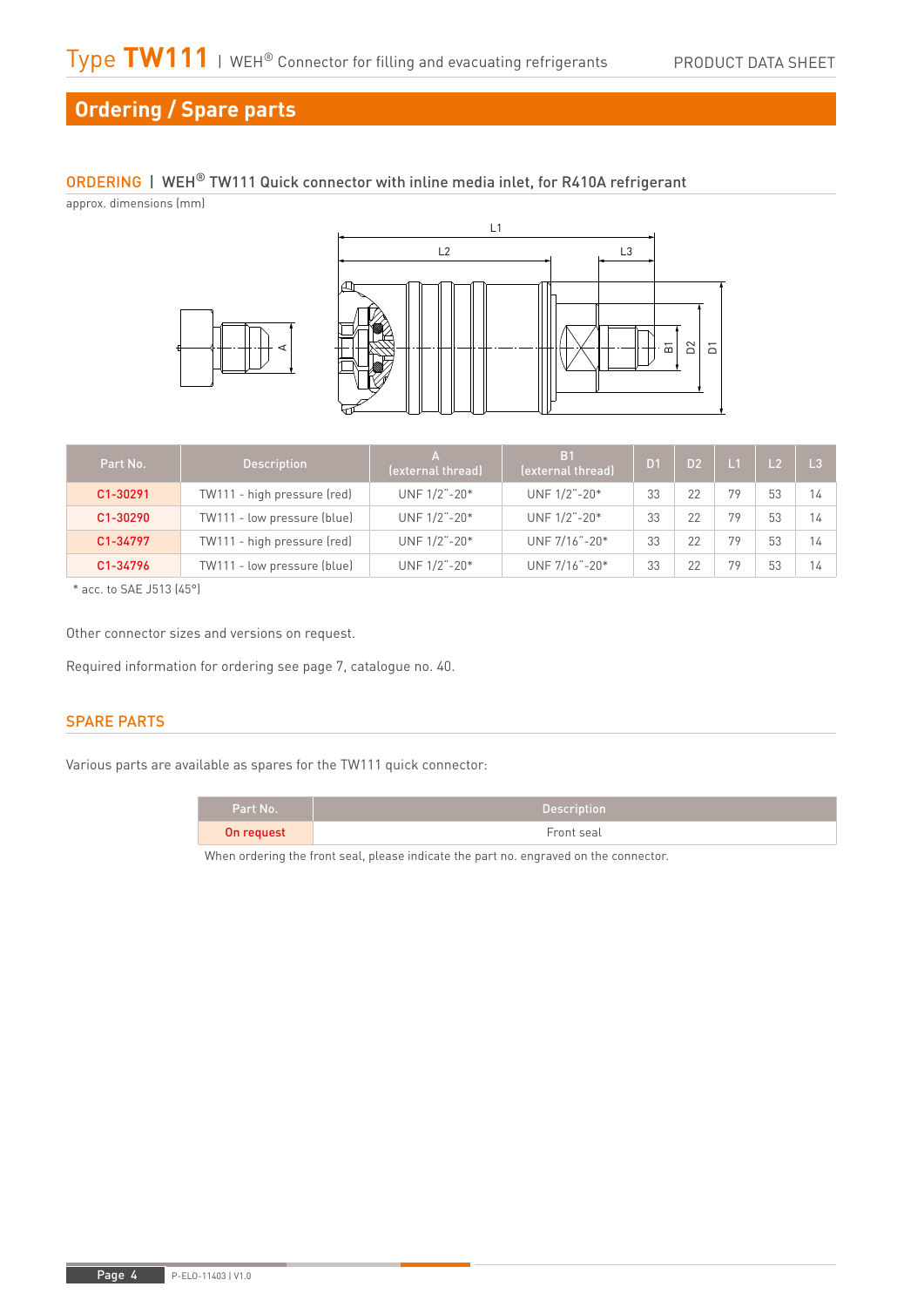## Ordering / Spare parts

### ORDERING | WEH® TW111 Quick connector with inline media inlet, for R410A refrigerant

approx. dimensions (mm)

| Part No. | Description | A (external thread) | B1 (external thread) | D1 | D2 | L1 | L2 | L3 |
|---|---|---|---|---|---|---|---|---|
| C1-30291 | TW111 - high pressure (red) | UNF 1/2"-20* | UNF 1/2"-20* | 33 | 22 | 79 | 53 | 14 |
| C1-30290 | TW111 - low pressure (blue) | UNF 1/2"-20* | UNF 1/2"-20* | 33 | 22 | 79 | 53 | 14 |
| C1-34797 | TW111 - high pressure (red) | UNF 1/2"-20* | UNF 7/16"-20* | 33 | 22 | 79 | 53 | 14 |
| C1-34796 | TW111 - low pressure (blue) | UNF 1/2"-20* | UNF 7/16"-20* | 33 | 22 | 79 | 53 | 14 |

\* acc. to SAE J513 (45°)

Other connector sizes and versions on request.

Required information for ordering see page 7, catalogue no. 40.

### SPARE PARTS

Various parts are available as spares for the TW111 quick connector:

| Part No. | Description |
|---|---|
| On request | Front seal |

When ordering the front seal, please indicate the part no. engraved on the connector.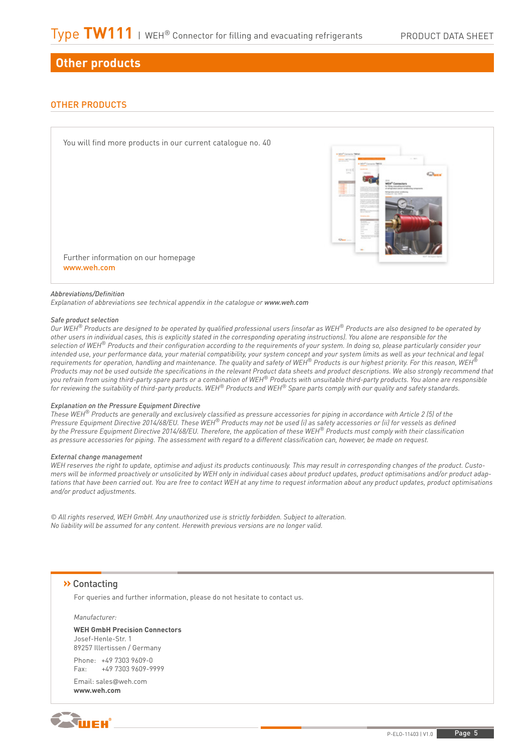# Other products

## OTHER PRODUCTS

You will find more products in our current catalogue no. 40

Further information on our homepage
www.weh.com

*Abbreviations/Definition*
*Explanation of abbreviations see technical appendix in the catalogue or **www.weh.com***

*Safe product selection*
*Our WEH® Products are designed to be operated by qualified professional users (insofar as WEH® Products are also designed to be operated by other users in individual cases, this is explicitly stated in the corresponding operating instructions). You alone are responsible for the selection of WEH® Products and their configuration according to the requirements of your system. In doing so, please particularly consider your intended use, your performance data, your material compatibility, your system concept and your system limits as well as your technical and legal requirements for operation, handling and maintenance. The quality and safety of WEH® Products is our highest priority. For this reason, WEH® Products may not be used outside the specifications in the relevant Product data sheets and product descriptions. We also strongly recommend that you refrain from using third-party spare parts or a combination of WEH® Products with unsuitable third-party products. You alone are responsible for reviewing the suitability of third-party products. WEH® Products and WEH® Spare parts comply with our quality and safety standards.*

*Explanation on the Pressure Equipment Directive*
*These WEH® Products are generally and exclusively classified as pressure accessories for piping in accordance with Article 2 (5) of the Pressure Equipment Directive 2014/68/EU. These WEH® Products may not be used (i) as safety accessories or (ii) for vessels as defined by the Pressure Equipment Directive 2014/68/EU. Therefore, the application of these WEH® Products must comply with their classification as pressure accessories for piping. The assessment with regard to a different classification can, however, be made on request.*

*External change management*
*WEH reserves the right to update, optimise and adjust its products continuously. This may result in corresponding changes of the product. Customers will be informed proactively or unsolicited by WEH only in individual cases about product updates, product optimisations and/or product adaptations that have been carried out. You are free to contact WEH at any time to request information about any product updates, product optimisations and/or product adjustments.*

*© All rights reserved, WEH GmbH. Any unauthorized use is strictly forbidden. Subject to alteration.*
*No liability will be assumed for any content. Herewith previous versions are no longer valid.*

## » Contacting

For queries and further information, please do not hesitate to contact us.

*Manufacturer:*

**WEH GmbH Precision Connectors**
Josef-Henle-Str. 1
89257 Illertissen / Germany

Phone: +49 7303 9609-0
Fax: +49 7303 9609-9999

Email: sales@weh.com
**www.weh.com**

P-ELO-11403 | V1.0